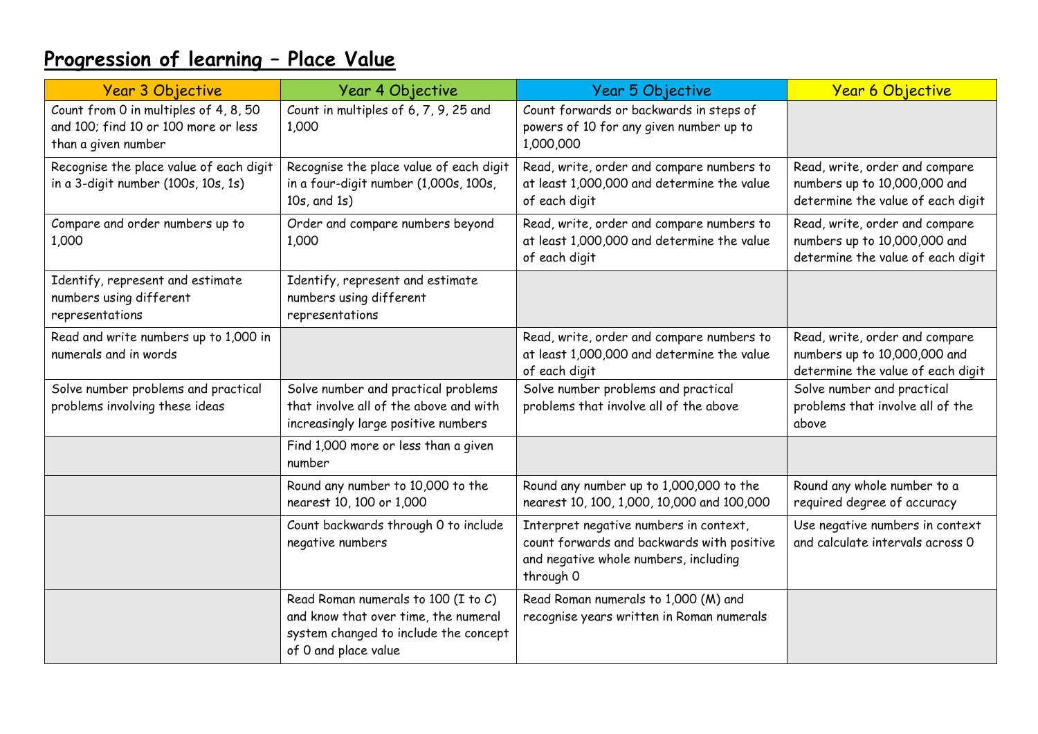# Progression of learning – Place Value

| Year 3 Objective | Year 4 Objective | Year 5 Objective | Year 6 Objective |
|---|---|---|---|
| Count from 0 in multiples of 4, 8, 50 and 100; find 10 or 100 more or less than a given number | Count in multiples of 6, 7, 9, 25 and 1,000 | Count forwards or backwards in steps of powers of 10 for any given number up to 1,000,000 | |
| Recognise the place value of each digit in a 3-digit number (100s, 10s, 1s) | Recognise the place value of each digit in a four-digit number (1,000s, 100s, 10s, and 1s) | Read, write, order and compare numbers to at least 1,000,000 and determine the value of each digit | Read, write, order and compare numbers up to 10,000,000 and determine the value of each digit |
| Compare and order numbers up to 1,000 | Order and compare numbers beyond 1,000 | Read, write, order and compare numbers to at least 1,000,000 and determine the value of each digit | Read, write, order and compare numbers up to 10,000,000 and determine the value of each digit |
| Identify, represent and estimate numbers using different representations | Identify, represent and estimate numbers using different representations | | |
| Read and write numbers up to 1,000 in numerals and in words | | Read, write, order and compare numbers to at least 1,000,000 and determine the value of each digit | Read, write, order and compare numbers up to 10,000,000 and determine the value of each digit |
| Solve number problems and practical problems involving these ideas | Solve number and practical problems that involve all of the above and with increasingly large positive numbers | Solve number problems and practical problems that involve all of the above | Solve number and practical problems that involve all of the above |
| | Find 1,000 more or less than a given number | | |
| | Round any number to 10,000 to the nearest 10, 100 or 1,000 | Round any number up to 1,000,000 to the nearest 10, 100, 1,000, 10,000 and 100,000 | Round any whole number to a required degree of accuracy |
| | Count backwards through 0 to include negative numbers | Interpret negative numbers in context, count forwards and backwards with positive and negative whole numbers, including through 0 | Use negative numbers in context and calculate intervals across 0 |
| | Read Roman numerals to 100 (I to C) and know that over time, the numeral system changed to include the concept of 0 and place value | Read Roman numerals to 1,000 (M) and recognise years written in Roman numerals | |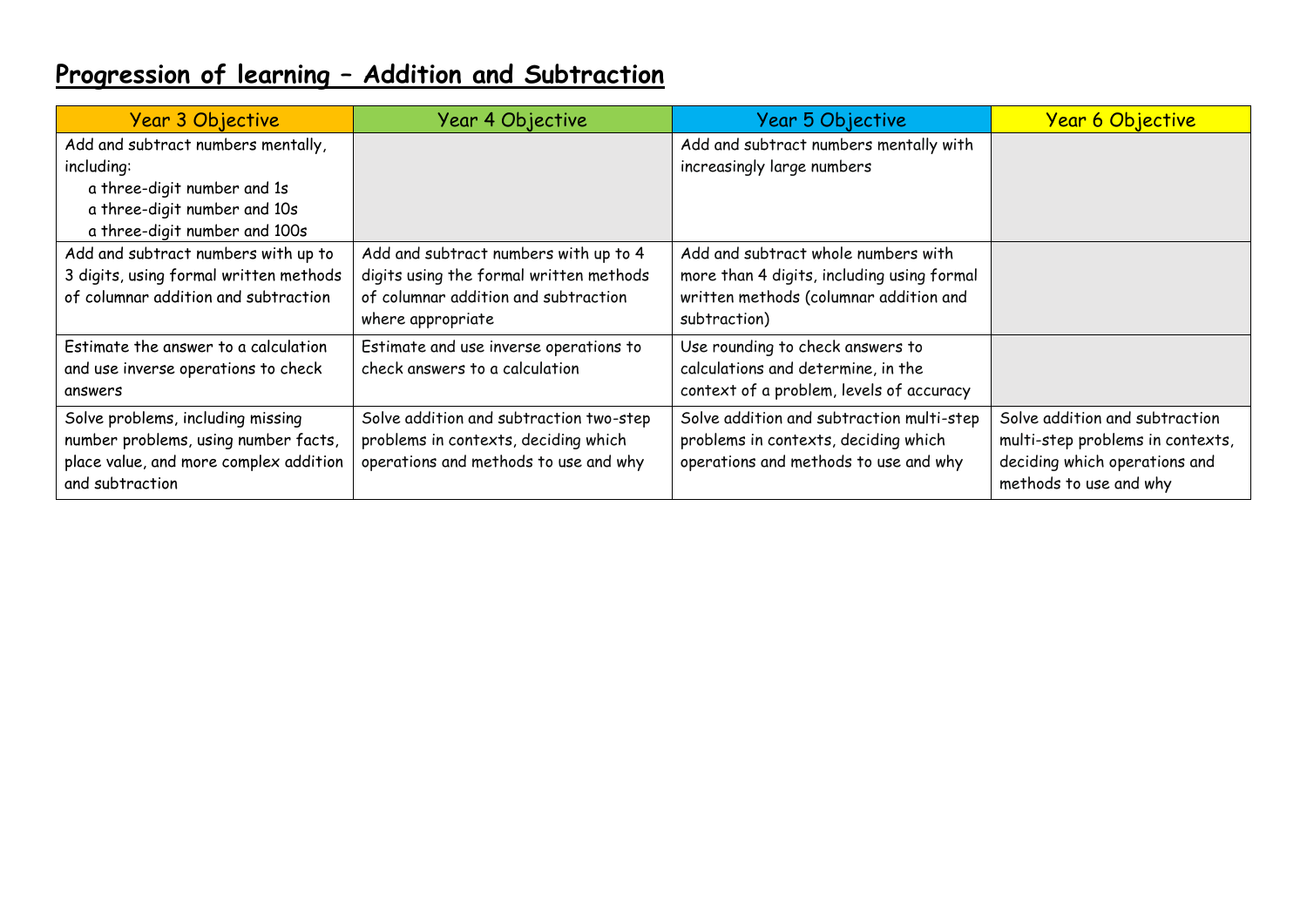## Progression of learning – Addition and Subtraction

| Year 3 Objective | Year 4 Objective | Year 5 Objective | Year 6 Objective |
|---|---|---|---|
| Add and subtract numbers mentally, including:<br>a three-digit number and 1s<br>a three-digit number and 10s<br>a three-digit number and 100s | | Add and subtract numbers mentally with increasingly large numbers | |
| Add and subtract numbers with up to 3 digits, using formal written methods of columnar addition and subtraction | Add and subtract numbers with up to 4 digits using the formal written methods of columnar addition and subtraction where appropriate | Add and subtract whole numbers with more than 4 digits, including using formal written methods (columnar addition and subtraction) | |
| Estimate the answer to a calculation and use inverse operations to check answers | Estimate and use inverse operations to check answers to a calculation | Use rounding to check answers to calculations and determine, in the context of a problem, levels of accuracy | |
| Solve problems, including missing number problems, using number facts, place value, and more complex addition and subtraction | Solve addition and subtraction two-step problems in contexts, deciding which operations and methods to use and why | Solve addition and subtraction multi-step problems in contexts, deciding which operations and methods to use and why | Solve addition and subtraction multi-step problems in contexts, deciding which operations and methods to use and why |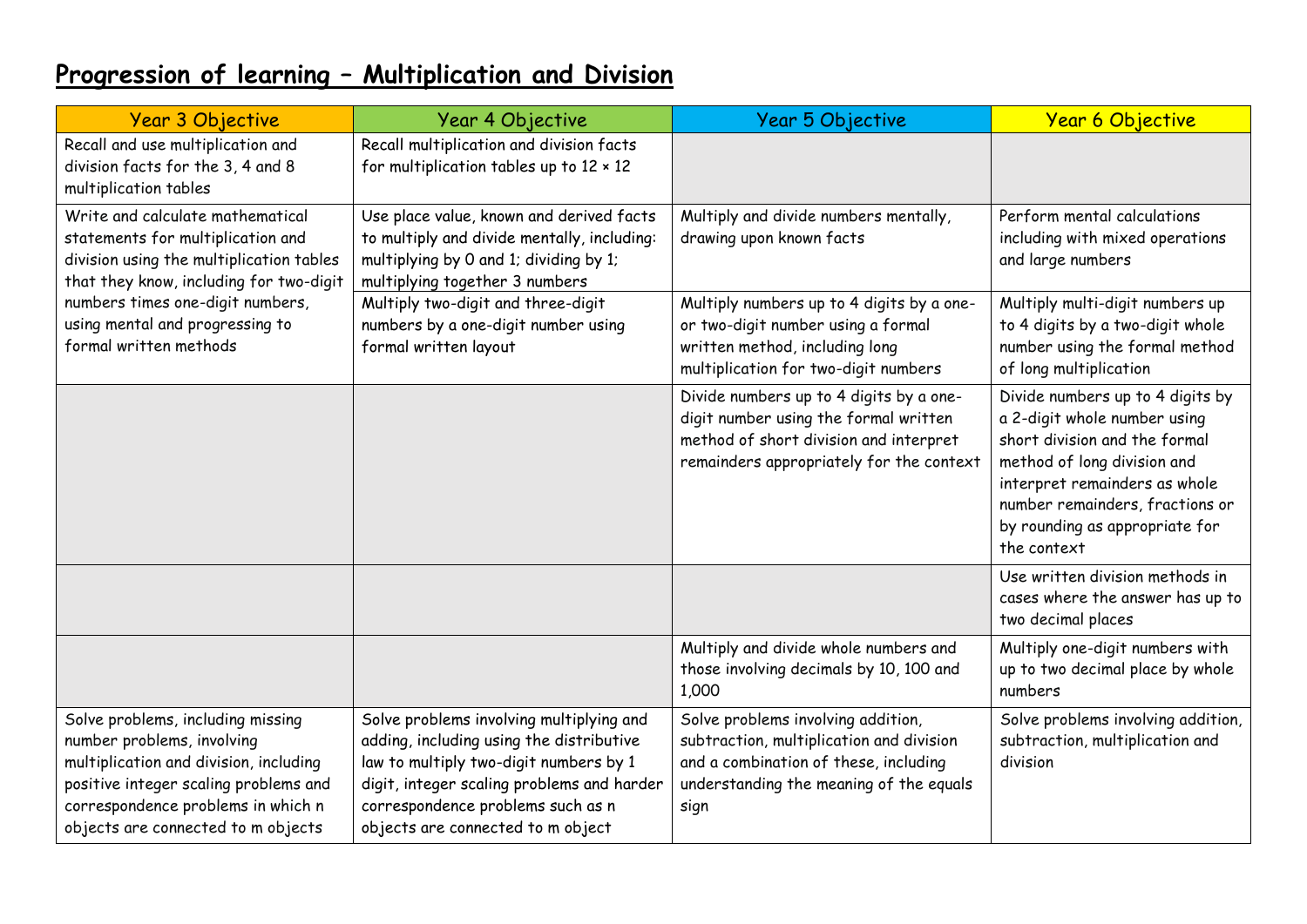# Progression of learning – Multiplication and Division

| Year 3 Objective | Year 4 Objective | Year 5 Objective | Year 6 Objective |
| --- | --- | --- | --- |
| Recall and use multiplication and division facts for the 3, 4 and 8 multiplication tables | Recall multiplication and division facts for multiplication tables up to 12 × 12 | | |
| Write and calculate mathematical statements for multiplication and division using the multiplication tables that they know, including for two-digit numbers times one-digit numbers, using mental and progressing to formal written methods | Use place value, known and derived facts to multiply and divide mentally, including: multiplying by 0 and 1; dividing by 1; multiplying together 3 numbers | Multiply and divide numbers mentally, drawing upon known facts | Perform mental calculations including with mixed operations and large numbers |
| | Multiply two-digit and three-digit numbers by a one-digit number using formal written layout | Multiply numbers up to 4 digits by a one- or two-digit number using a formal written method, including long multiplication for two-digit numbers | Multiply multi-digit numbers up to 4 digits by a two-digit whole number using the formal method of long multiplication |
| | | Divide numbers up to 4 digits by a one-digit number using the formal written method of short division and interpret remainders appropriately for the context | Divide numbers up to 4 digits by a 2-digit whole number using short division and the formal method of long division and interpret remainders as whole number remainders, fractions or by rounding as appropriate for the context |
| | | | Use written division methods in cases where the answer has up to two decimal places |
| | | Multiply and divide whole numbers and those involving decimals by 10, 100 and 1,000 | Multiply one-digit numbers with up to two decimal place by whole numbers |
| Solve problems, including missing number problems, involving multiplication and division, including positive integer scaling problems and correspondence problems in which n objects are connected to m objects | Solve problems involving multiplying and adding, including using the distributive law to multiply two-digit numbers by 1 digit, integer scaling problems and harder correspondence problems such as n objects are connected to m object | Solve problems involving addition, subtraction, multiplication and division and a combination of these, including understanding the meaning of the equals sign | Solve problems involving addition, subtraction, multiplication and division |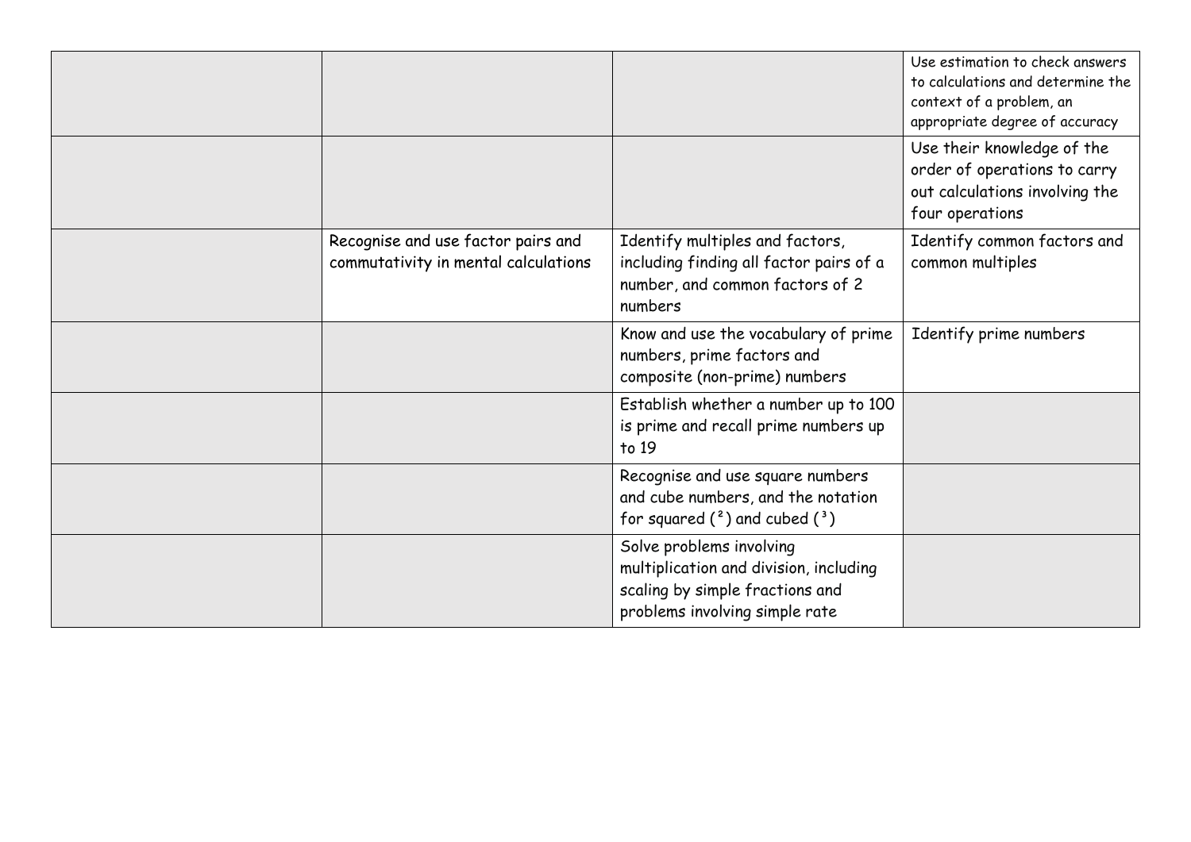| | | | |
|---|---|---|---|
| | | | Use estimation to check answers to calculations and determine the context of a problem, an appropriate degree of accuracy |
| | | | Use their knowledge of the order of operations to carry out calculations involving the four operations |
| | Recognise and use factor pairs and commutativity in mental calculations | Identify multiples and factors, including finding all factor pairs of a number, and common factors of 2 numbers | Identify common factors and common multiples |
| | | Know and use the vocabulary of prime numbers, prime factors and composite (non-prime) numbers | Identify prime numbers |
| | | Establish whether a number up to 100 is prime and recall prime numbers up to 19 | |
| | | Recognise and use square numbers and cube numbers, and the notation for squared ($^2$) and cubed ($^3$) | |
| | | Solve problems involving multiplication and division, including scaling by simple fractions and problems involving simple rate | |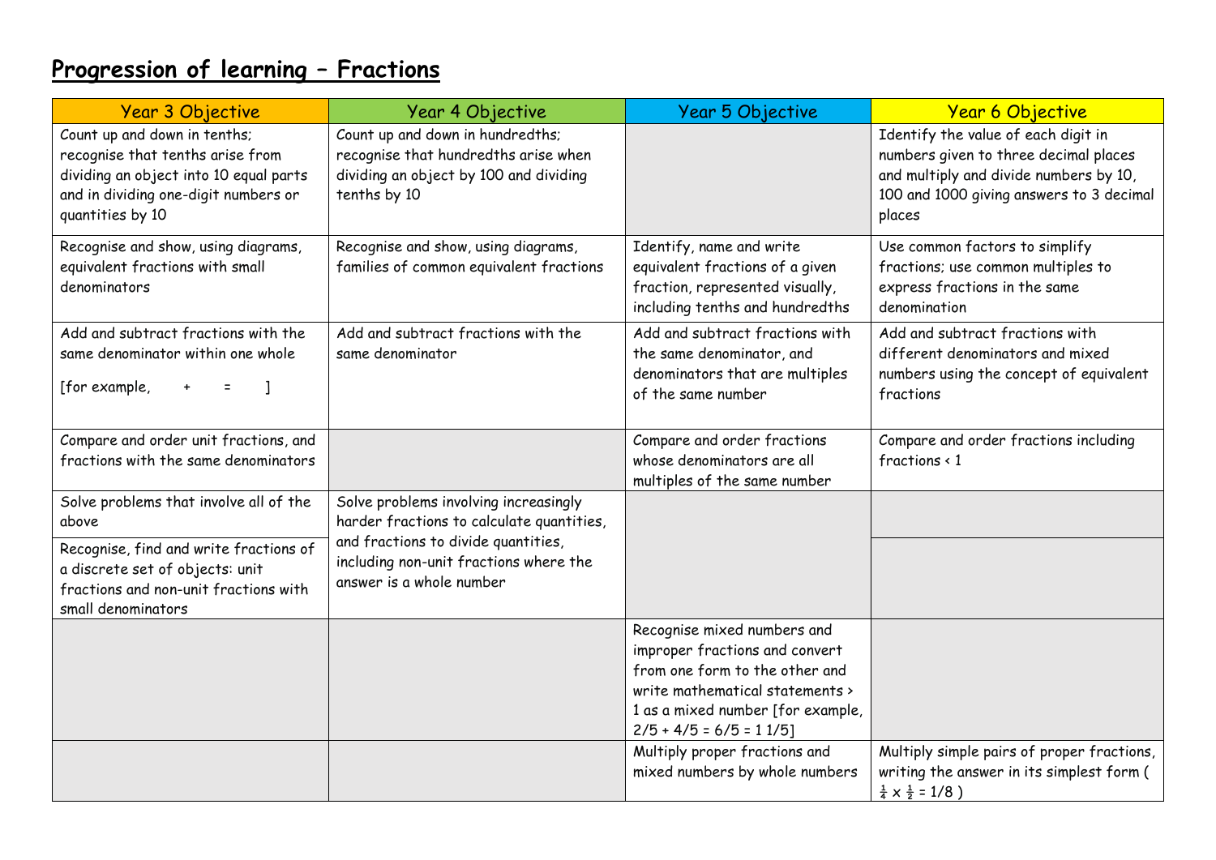# Progression of learning – Fractions

| Year 3 Objective | Year 4 Objective | Year 5 Objective | Year 6 Objective |
|---|---|---|---|
| Count up and down in tenths; recognise that tenths arise from dividing an object into 10 equal parts and in dividing one-digit numbers or quantities by 10 | Count up and down in hundredths; recognise that hundredths arise when dividing an object by 100 and dividing tenths by 10 | | Identify the value of each digit in numbers given to three decimal places and multiply and divide numbers by 10, 100 and 1000 giving answers to 3 decimal places |
| Recognise and show, using diagrams, equivalent fractions with small denominators | Recognise and show, using diagrams, families of common equivalent fractions | Identify, name and write equivalent fractions of a given fraction, represented visually, including tenths and hundredths | Use common factors to simplify fractions; use common multiples to express fractions in the same denomination |
| Add and subtract fractions with the same denominator within one whole [for example, + = ] | Add and subtract fractions with the same denominator | Add and subtract fractions with the same denominator, and denominators that are multiples of the same number | Add and subtract fractions with different denominators and mixed numbers using the concept of equivalent fractions |
| Compare and order unit fractions, and fractions with the same denominators | | Compare and order fractions whose denominators are all multiples of the same number | Compare and order fractions including fractions < 1 |
| Solve problems that involve all of the above | Solve problems involving increasingly harder fractions to calculate quantities, and fractions to divide quantities, including non-unit fractions where the answer is a whole number | | |
| Recognise, find and write fractions of a discrete set of objects: unit fractions and non-unit fractions with small denominators | | | |
| | | Recognise mixed numbers and improper fractions and convert from one form to the other and write mathematical statements > 1 as a mixed number [for example, $2/5 + 4/5 = 6/5 = 1\ 1/5$] | |
| | | Multiply proper fractions and mixed numbers by whole numbers | Multiply simple pairs of proper fractions, writing the answer in its simplest form ( $\frac{1}{4} \times \frac{1}{2} = 1/8$ ) |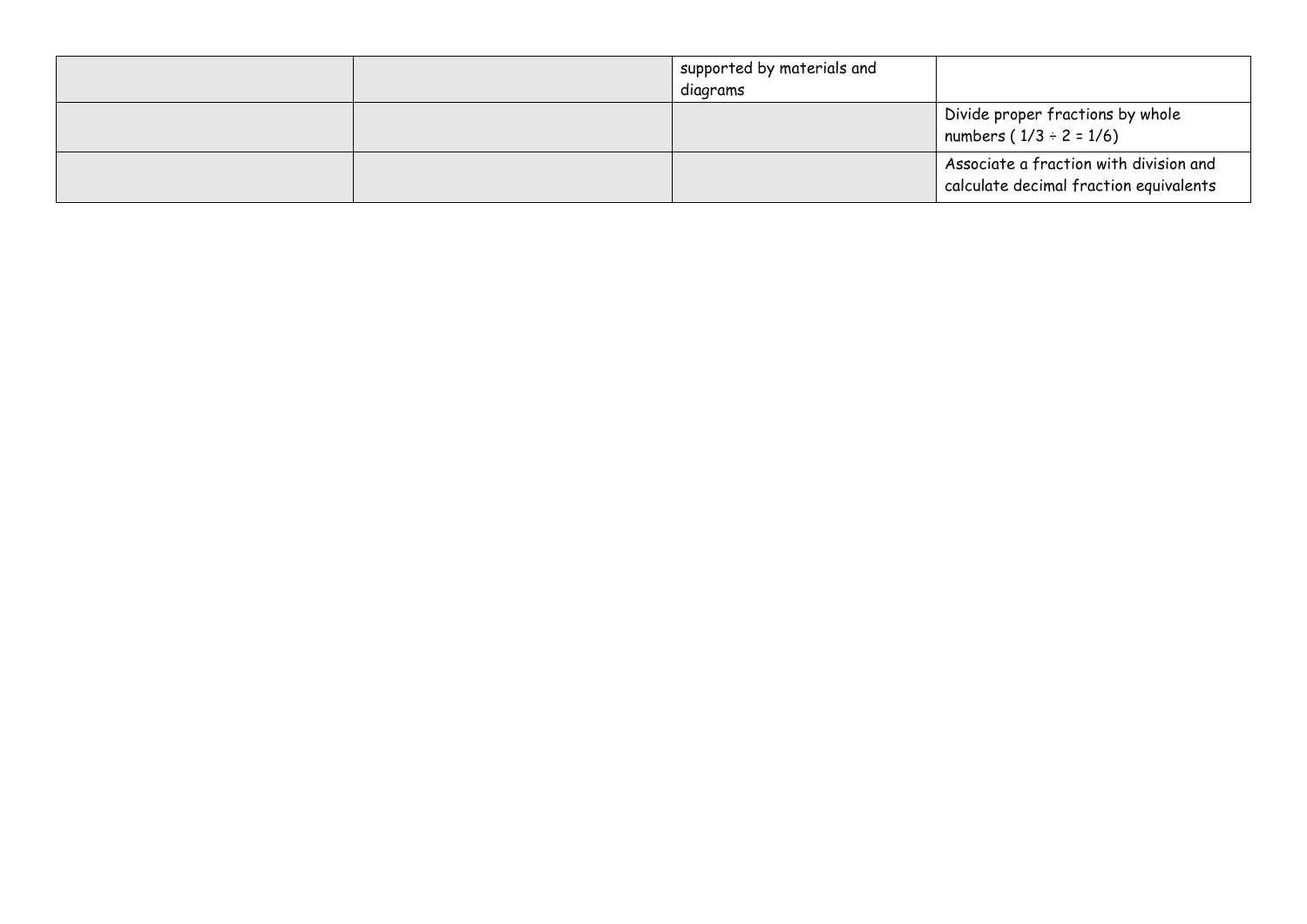| | | | |
|---|---|---|---|
| | | supported by materials and diagrams | |
| | | | Divide proper fractions by whole numbers ( $1/3 \div 2 = 1/6$) |
| | | | Associate a fraction with division and calculate decimal fraction equivalents |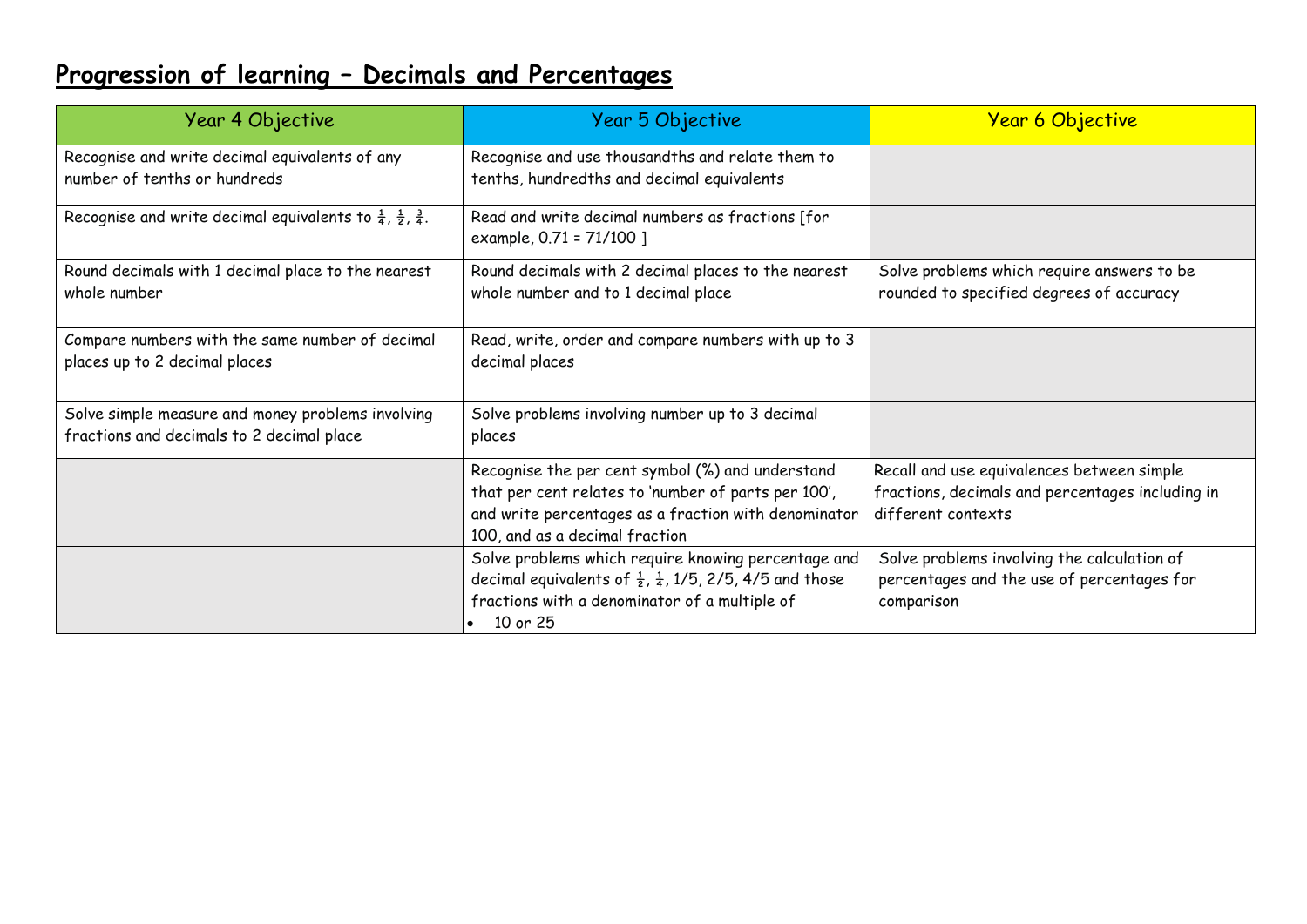# Progression of learning – Decimals and Percentages

| Year 4 Objective | Year 5 Objective | Year 6 Objective |
|---|---|---|
| Recognise and write decimal equivalents of any number of tenths or hundreds | Recognise and use thousandths and relate them to tenths, hundredths and decimal equivalents | |
| Recognise and write decimal equivalents to $\frac{1}{4}$, $\frac{1}{2}$, $\frac{3}{4}$. | Read and write decimal numbers as fractions [for example, 0.71 = 71/100 ] | |
| Round decimals with 1 decimal place to the nearest whole number | Round decimals with 2 decimal places to the nearest whole number and to 1 decimal place | Solve problems which require answers to be rounded to specified degrees of accuracy |
| Compare numbers with the same number of decimal places up to 2 decimal places | Read, write, order and compare numbers with up to 3 decimal places | |
| Solve simple measure and money problems involving fractions and decimals to 2 decimal place | Solve problems involving number up to 3 decimal places | |
| | Recognise the per cent symbol (%) and understand that per cent relates to 'number of parts per 100', and write percentages as a fraction with denominator 100, and as a decimal fraction | Recall and use equivalences between simple fractions, decimals and percentages including in different contexts |
| | Solve problems which require knowing percentage and decimal equivalents of $\frac{1}{2}$, $\frac{1}{4}$, 1/5, 2/5, 4/5 and those fractions with a denominator of a multiple of<br>• 10 or 25 | Solve problems involving the calculation of percentages and the use of percentages for comparison |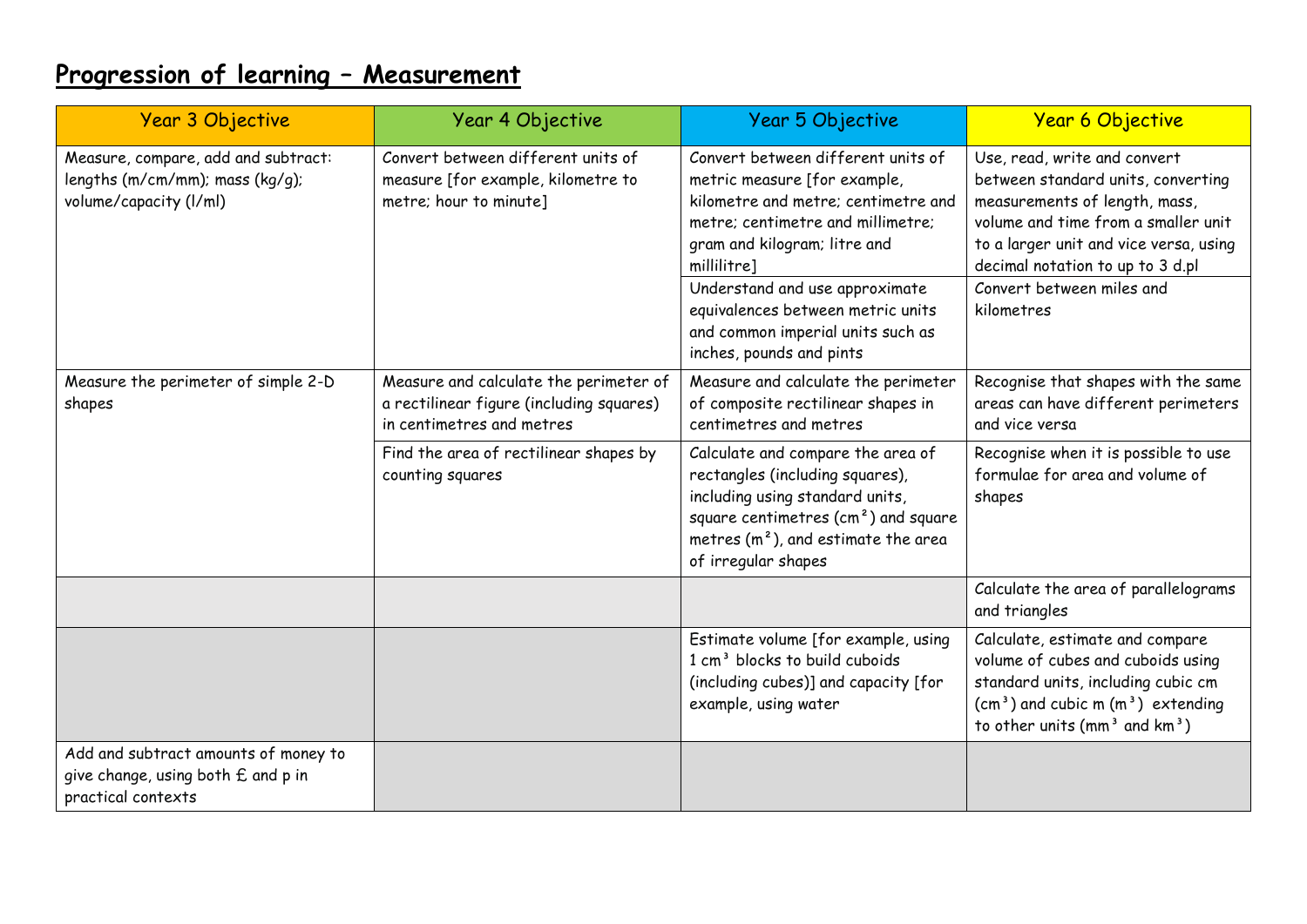# Progression of learning – Measurement

| Year 3 Objective | Year 4 Objective | Year 5 Objective | Year 6 Objective |
|---|---|---|---|
| Measure, compare, add and subtract: lengths (m/cm/mm); mass (kg/g); volume/capacity (l/ml) | Convert between different units of measure [for example, kilometre to metre; hour to minute] | Convert between different units of metric measure [for example, kilometre and metre; centimetre and metre; centimetre and millimetre; gram and kilogram; litre and millilitre] | Use, read, write and convert between standard units, converting measurements of length, mass, volume and time from a smaller unit to a larger unit and vice versa, using decimal notation to up to 3 d.pl |
| | | Understand and use approximate equivalences between metric units and common imperial units such as inches, pounds and pints | Convert between miles and kilometres |
| Measure the perimeter of simple 2-D shapes | Measure and calculate the perimeter of a rectilinear figure (including squares) in centimetres and metres | Measure and calculate the perimeter of composite rectilinear shapes in centimetres and metres | Recognise that shapes with the same areas can have different perimeters and vice versa |
| | Find the area of rectilinear shapes by counting squares | Calculate and compare the area of rectangles (including squares), including using standard units, square centimetres ($cm^2$) and square metres ($m^2$), and estimate the area of irregular shapes | Recognise when it is possible to use formulae for area and volume of shapes |
| | | | Calculate the area of parallelograms and triangles |
| | | Estimate volume [for example, using 1 $cm^3$ blocks to build cuboids (including cubes)] and capacity [for example, using water | Calculate, estimate and compare volume of cubes and cuboids using standard units, including cubic cm ($cm^3$) and cubic m ($m^3$) extending to other units ($mm^3$ and $km^3$) |
| Add and subtract amounts of money to give change, using both £ and p in practical contexts | | | |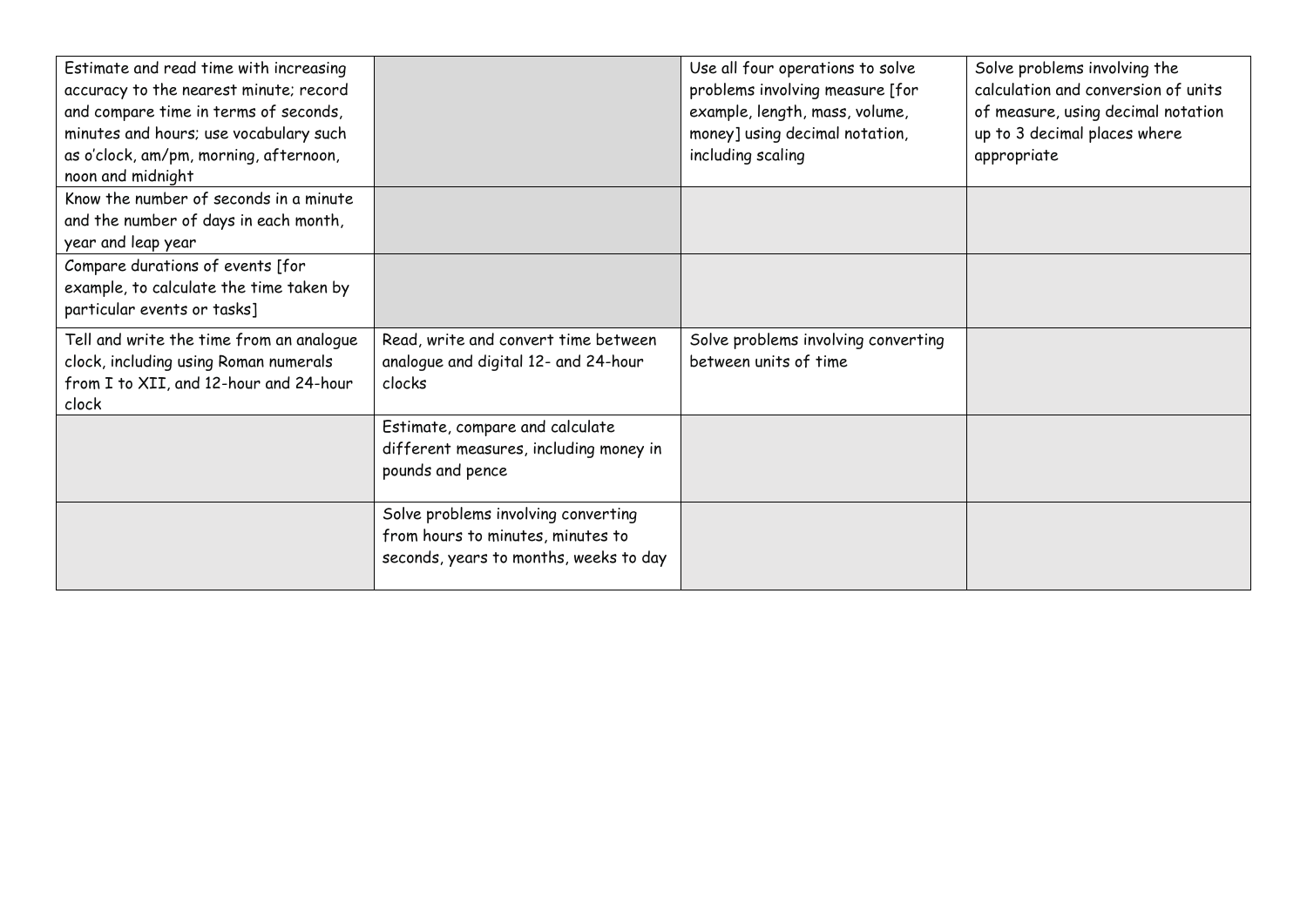| | | | |
|---|---|---|---|
| Estimate and read time with increasing accuracy to the nearest minute; record and compare time in terms of seconds, minutes and hours; use vocabulary such as o'clock, am/pm, morning, afternoon, noon and midnight | | Use all four operations to solve problems involving measure [for example, length, mass, volume, money] using decimal notation, including scaling | Solve problems involving the calculation and conversion of units of measure, using decimal notation up to 3 decimal places where appropriate |
| Know the number of seconds in a minute and the number of days in each month, year and leap year | | | |
| Compare durations of events [for example, to calculate the time taken by particular events or tasks] | | | |
| Tell and write the time from an analogue clock, including using Roman numerals from I to XII, and 12-hour and 24-hour clock | Read, write and convert time between analogue and digital 12- and 24-hour clocks | Solve problems involving converting between units of time | |
| | Estimate, compare and calculate different measures, including money in pounds and pence | | |
| | Solve problems involving converting from hours to minutes, minutes to seconds, years to months, weeks to day | | |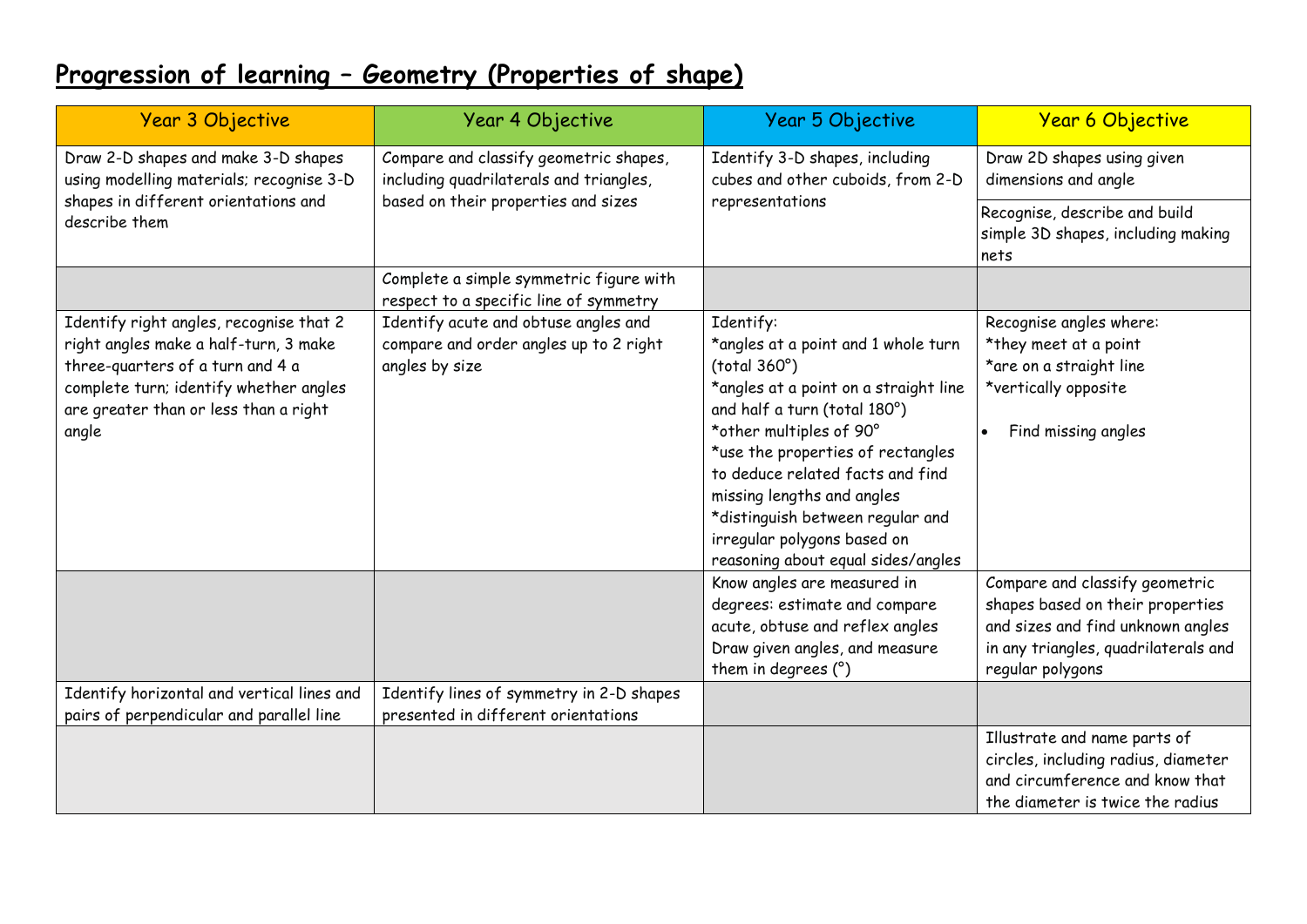# Progression of learning – Geometry (Properties of shape)

| Year 3 Objective | Year 4 Objective | Year 5 Objective | Year 6 Objective |
| --- | --- | --- | --- |
| Draw 2-D shapes and make 3-D shapes using modelling materials; recognise 3-D shapes in different orientations and describe them | Compare and classify geometric shapes, including quadrilaterals and triangles, based on their properties and sizes | Identify 3-D shapes, including cubes and other cuboids, from 2-D representations | Draw 2D shapes using given dimensions and angle<br><br>Recognise, describe and build simple 3D shapes, including making nets |
| | Complete a simple symmetric figure with respect to a specific line of symmetry | | |
| Identify right angles, recognise that 2 right angles make a half-turn, 3 make three-quarters of a turn and 4 a complete turn; identify whether angles are greater than or less than a right angle | Identify acute and obtuse angles and compare and order angles up to 2 right angles by size | Identify:<br>*angles at a point and 1 whole turn (total 360°)<br>*angles at a point on a straight line and half a turn (total 180°)<br>*other multiples of 90°<br>*use the properties of rectangles to deduce related facts and find missing lengths and angles<br>*distinguish between regular and irregular polygons based on reasoning about equal sides/angles | Recognise angles where:<br>*they meet at a point<br>*are on a straight line<br>*vertically opposite<br><br>• Find missing angles |
| | | Know angles are measured in degrees: estimate and compare acute, obtuse and reflex angles<br>Draw given angles, and measure them in degrees (°) | Compare and classify geometric shapes based on their properties and sizes and find unknown angles in any triangles, quadrilaterals and regular polygons |
| Identify horizontal and vertical lines and pairs of perpendicular and parallel line | Identify lines of symmetry in 2-D shapes presented in different orientations | | |
| | | | Illustrate and name parts of circles, including radius, diameter and circumference and know that the diameter is twice the radius |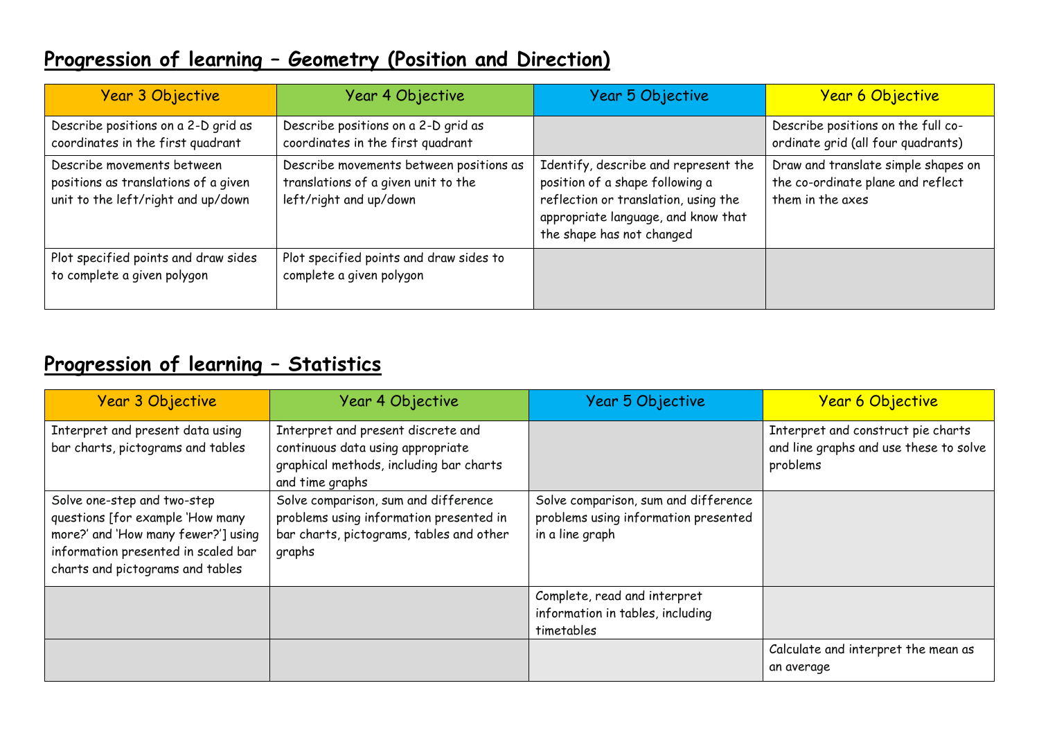# Progression of learning – Geometry (Position and Direction)

| Year 3 Objective | Year 4 Objective | Year 5 Objective | Year 6 Objective |
|---|---|---|---|
| Describe positions on a 2-D grid as coordinates in the first quadrant | Describe positions on a 2-D grid as coordinates in the first quadrant | | Describe positions on the full co-ordinate grid (all four quadrants) |
| Describe movements between positions as translations of a given unit to the left/right and up/down | Describe movements between positions as translations of a given unit to the left/right and up/down | Identify, describe and represent the position of a shape following a reflection or translation, using the appropriate language, and know that the shape has not changed | Draw and translate simple shapes on the co-ordinate plane and reflect them in the axes |
| Plot specified points and draw sides to complete a given polygon | Plot specified points and draw sides to complete a given polygon | | |

# Progression of learning – Statistics

| Year 3 Objective | Year 4 Objective | Year 5 Objective | Year 6 Objective |
|---|---|---|---|
| Interpret and present data using bar charts, pictograms and tables | Interpret and present discrete and continuous data using appropriate graphical methods, including bar charts and time graphs | | Interpret and construct pie charts and line graphs and use these to solve problems |
| Solve one-step and two-step questions [for example 'How many more?' and 'How many fewer?'] using information presented in scaled bar charts and pictograms and tables | Solve comparison, sum and difference problems using information presented in bar charts, pictograms, tables and other graphs | Solve comparison, sum and difference problems using information presented in a line graph | |
| | | Complete, read and interpret information in tables, including timetables | |
| | | | Calculate and interpret the mean as an average |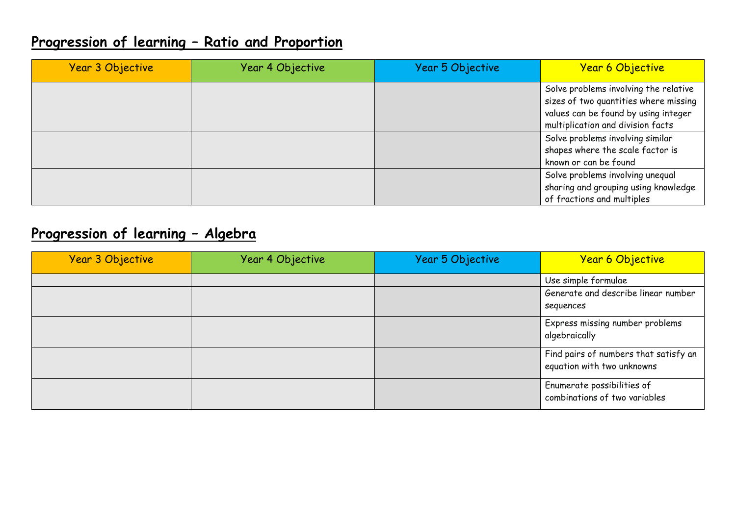## Progression of learning – Ratio and Proportion

| Year 3 Objective | Year 4 Objective | Year 5 Objective | Year 6 Objective |
|---|---|---|---|
| | | | Solve problems involving the relative sizes of two quantities where missing values can be found by using integer multiplication and division facts |
| | | | Solve problems involving similar shapes where the scale factor is known or can be found |
| | | | Solve problems involving unequal sharing and grouping using knowledge of fractions and multiples |

## Progression of learning – Algebra

| Year 3 Objective | Year 4 Objective | Year 5 Objective | Year 6 Objective |
|---|---|---|---|
| | | | Use simple formulae |
| | | | Generate and describe linear number sequences |
| | | | Express missing number problems algebraically |
| | | | Find pairs of numbers that satisfy an equation with two unknowns |
| | | | Enumerate possibilities of combinations of two variables |